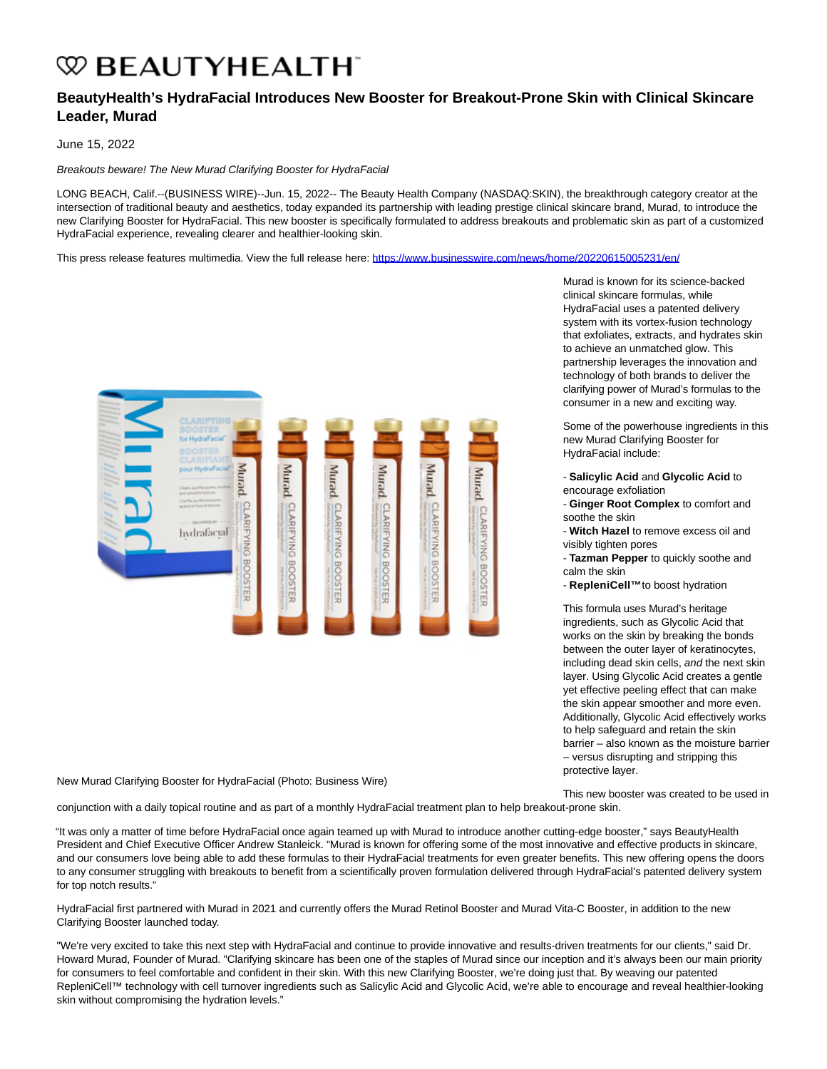# BEAUTYHEALTH

## BeautyHealth's HydraFacial Introduces New Booster for Breakout-Prone Skin with Clinical Skincare Leader, Murad

June 15, 2022

*Breakouts beware! The New Murad Clarifying Booster for HydraFacial*

LONG BEACH, Calif.--(BUSINESS WIRE)--Jun. 15, 2022-- The Beauty Health Company (NASDAQ:SKIN), the breakthrough category creator at the intersection of traditional beauty and aesthetics, today expanded its partnership with leading prestige clinical skincare brand, Murad, to introduce the new Clarifying Booster for HydraFacial. This new booster is specifically formulated to address breakouts and problematic skin as part of a customized HydraFacial experience, revealing clearer and healthier-looking skin.

This press release features multimedia. View the full release here: https://www.businesswire.com/news/home/20220615005231/en/

New Murad Clarifying Booster for HydraFacial (Photo: Business Wire)

Murad is known for its science-backed clinical skincare formulas, while HydraFacial uses a patented delivery system with its vortex-fusion technology that exfoliates, extracts, and hydrates skin to achieve an unmatched glow. This partnership leverages the innovation and technology of both brands to deliver the clarifying power of Murad's formulas to the consumer in a new and exciting way.

Some of the powerhouse ingredients in this new Murad Clarifying Booster for HydraFacial include:

- **Salicylic Acid** and **Glycolic Acid** to encourage exfoliation
- **Ginger Root Complex** to comfort and soothe the skin
- **Witch Hazel** to remove excess oil and visibly tighten pores
- **Tazman Pepper** to quickly soothe and calm the skin
- **RepleniCell™** to boost hydration

This formula uses Murad's heritage ingredients, such as Glycolic Acid that works on the skin by breaking the bonds between the outer layer of keratinocytes, including dead skin cells, *and* the next skin layer. Using Glycolic Acid creates a gentle yet effective peeling effect that can make the skin appear smoother and more even. Additionally, Glycolic Acid effectively works to help safeguard and retain the skin barrier – also known as the moisture barrier – versus disrupting and stripping this protective layer.

This new booster was created to be used in conjunction with a daily topical routine and as part of a monthly HydraFacial treatment plan to help breakout-prone skin.

"It was only a matter of time before HydraFacial once again teamed up with Murad to introduce another cutting-edge booster," says BeautyHealth President and Chief Executive Officer Andrew Stanleick. "Murad is known for offering some of the most innovative and effective products in skincare, and our consumers love being able to add these formulas to their HydraFacial treatments for even greater benefits. This new offering opens the doors to any consumer struggling with breakouts to benefit from a scientifically proven formulation delivered through HydraFacial's patented delivery system for top notch results."

HydraFacial first partnered with Murad in 2021 and currently offers the Murad Retinol Booster and Murad Vita-C Booster, in addition to the new Clarifying Booster launched today.

"We're very excited to take this next step with HydraFacial and continue to provide innovative and results-driven treatments for our clients," said Dr. Howard Murad, Founder of Murad. "Clarifying skincare has been one of the staples of Murad since our inception and it's always been our main priority for consumers to feel comfortable and confident in their skin. With this new Clarifying Booster, we're doing just that. By weaving our patented RepleniCell™ technology with cell turnover ingredients such as Salicylic Acid and Glycolic Acid, we're able to encourage and reveal healthier-looking skin without compromising the hydration levels."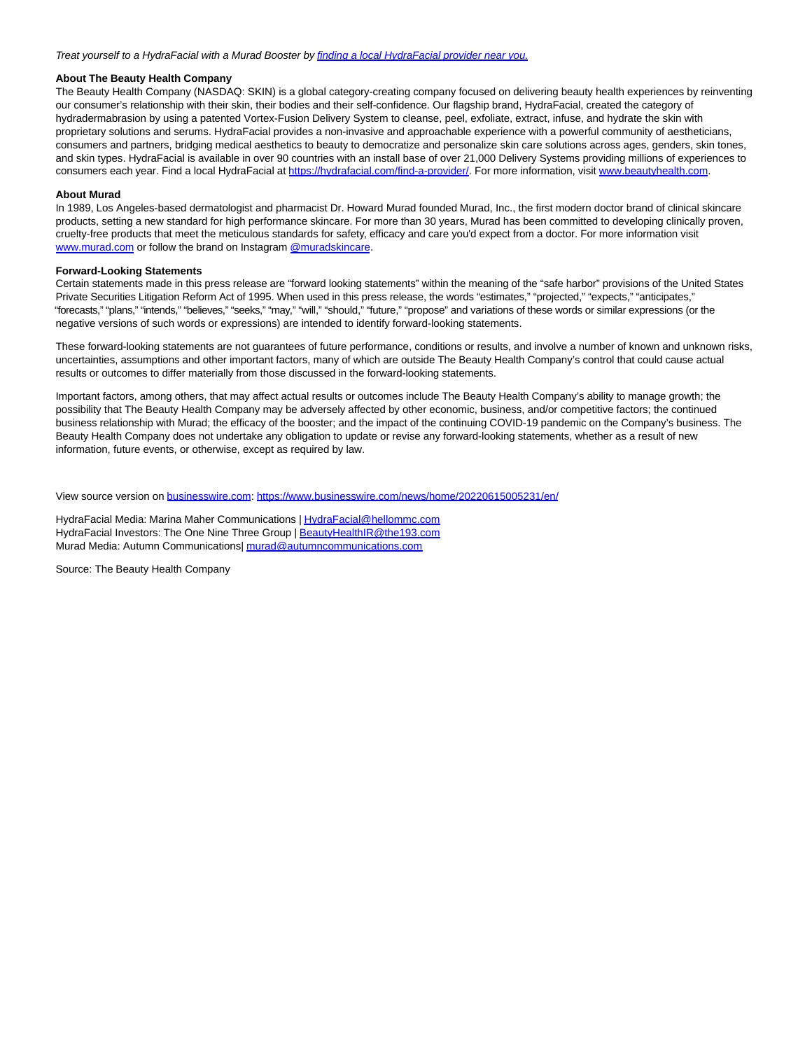*Treat yourself to a HydraFacial with a Murad Booster by [finding a local HydraFacial provider near you.](https://hydrafacial.com/find-a-provider/)*

**About The Beauty Health Company**

The Beauty Health Company (NASDAQ: SKIN) is a global category-creating company focused on delivering beauty health experiences by reinventing our consumer's relationship with their skin, their bodies and their self-confidence. Our flagship brand, HydraFacial, created the category of hydradermabrasion by using a patented Vortex-Fusion Delivery System to cleanse, peel, exfoliate, extract, infuse, and hydrate the skin with proprietary solutions and serums. HydraFacial provides a non-invasive and approachable experience with a powerful community of aestheticians, consumers and partners, bridging medical aesthetics to beauty to democratize and personalize skin care solutions across ages, genders, skin tones, and skin types. HydraFacial is available in over 90 countries with an install base of over 21,000 Delivery Systems providing millions of experiences to consumers each year. Find a local HydraFacial at https://hydrafacial.com/find-a-provider/. For more information, visit www.beautyhealth.com.

**About Murad**

In 1989, Los Angeles-based dermatologist and pharmacist Dr. Howard Murad founded Murad, Inc., the first modern doctor brand of clinical skincare products, setting a new standard for high performance skincare. For more than 30 years, Murad has been committed to developing clinically proven, cruelty-free products that meet the meticulous standards for safety, efficacy and care you'd expect from a doctor. For more information visit www.murad.com or follow the brand on Instagram @muradskincare.

**Forward-Looking Statements**

Certain statements made in this press release are "forward looking statements" within the meaning of the "safe harbor" provisions of the United States Private Securities Litigation Reform Act of 1995. When used in this press release, the words "estimates," "projected," "expects," "anticipates," "forecasts," "plans," "intends," "believes," "seeks," "may," "will," "should," "future," "propose" and variations of these words or similar expressions (or the negative versions of such words or expressions) are intended to identify forward-looking statements.

These forward-looking statements are not guarantees of future performance, conditions or results, and involve a number of known and unknown risks, uncertainties, assumptions and other important factors, many of which are outside The Beauty Health Company's control that could cause actual results or outcomes to differ materially from those discussed in the forward-looking statements.

Important factors, among others, that may affect actual results or outcomes include The Beauty Health Company's ability to manage growth; the possibility that The Beauty Health Company may be adversely affected by other economic, business, and/or competitive factors; the continued business relationship with Murad; the efficacy of the booster; and the impact of the continuing COVID-19 pandemic on the Company's business. The Beauty Health Company does not undertake any obligation to update or revise any forward-looking statements, whether as a result of new information, future events, or otherwise, except as required by law.

View source version on businesswire.com: https://www.businesswire.com/news/home/20220615005231/en/

HydraFacial Media: Marina Maher Communications | HydraFacial@hellommc.com
HydraFacial Investors: The One Nine Three Group | BeautyHealthIR@the193.com
Murad Media: Autumn Communications| murad@autumncommunications.com

Source: The Beauty Health Company